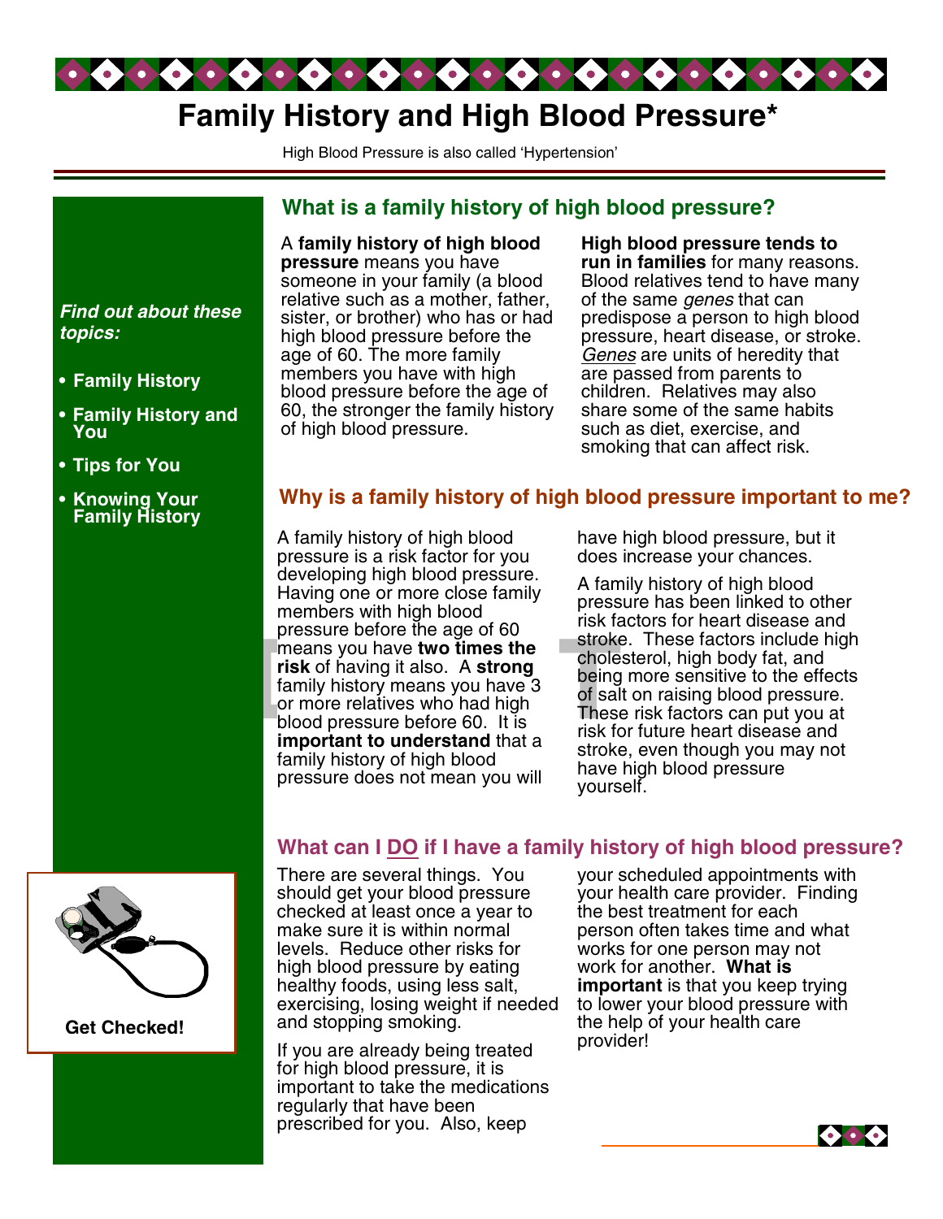# Family History and High Blood Pressure*

High Blood Pressure is also called 'Hypertension'

*Find out about these topics:*

- **Family History**
- **Family History and You**
- **Tips for You**
- **Knowing Your Family History**

## What is a family history of high blood pressure?

A **family history of high blood pressure** means you have someone in your family (a blood relative such as a mother, father, sister, or brother) who has or had high blood pressure before the age of 60. The more family members you have with high blood pressure before the age of 60, the stronger the family history of high blood pressure.

**High blood pressure tends to run in families** for many reasons. Blood relatives tend to have many of the same *genes* that can predispose a person to high blood pressure, heart disease, or stroke. *Genes* are units of heredity that are passed from parents to children. Relatives may also share some of the same habits such as diet, exercise, and smoking that can affect risk.

## Why is a family history of high blood pressure important to me?

A family history of high blood pressure is a risk factor for you developing high blood pressure. Having one or more close family members with high blood pressure before the age of 60 means you have **two times the risk** of having it also. A **strong** family history means you have 3 or more relatives who had high blood pressure before 60. It is **important to understand** that a family history of high blood pressure does not mean you will have high blood pressure, but it does increase your chances.

A family history of high blood pressure has been linked to other risk factors for heart disease and stroke. These factors include high cholesterol, high body fat, and being more sensitive to the effects of salt on raising blood pressure. These risk factors can put you at risk for future heart disease and stroke, even though you may not have high blood pressure yourself.

## What can I DO if I have a family history of high blood pressure?

There are several things. You should get your blood pressure checked at least once a year to make sure it is within normal levels. Reduce other risks for high blood pressure by eating healthy foods, using less salt, exercising, losing weight if needed and stopping smoking.

If you are already being treated for high blood pressure, it is important to take the medications regularly that have been prescribed for you. Also, keep your scheduled appointments with your health care provider. Finding the best treatment for each person often takes time and what works for one person may not work for another. **What is important** is that you keep trying to lower your blood pressure with the help of your health care provider!

**Get Checked!**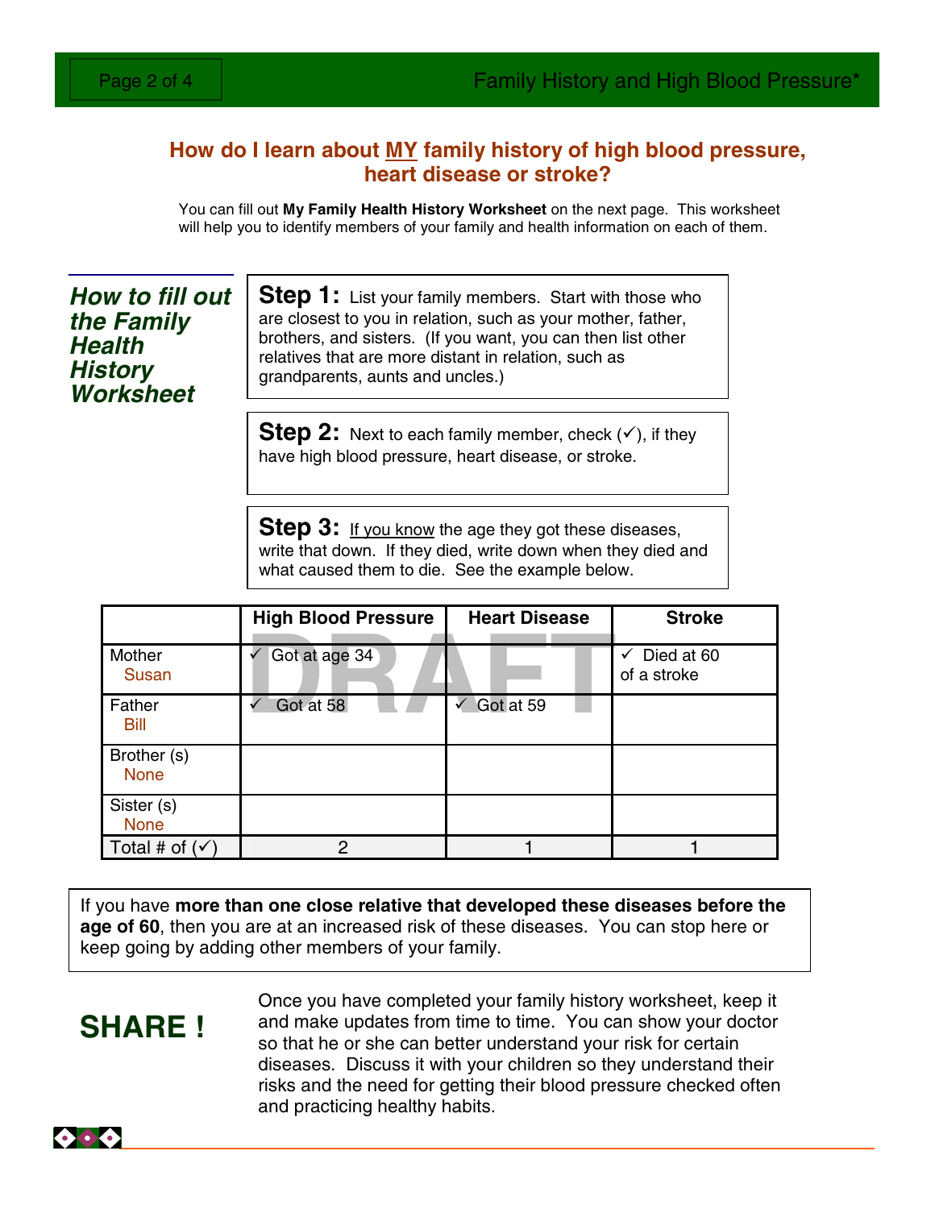## How do I learn about MY family history of high blood pressure, heart disease or stroke?

You can fill out **My Family Health History Worksheet** on the next page. This worksheet will help you to identify members of your family and health information on each of them.

### *How to fill out the Family Health History Worksheet*

**Step 1:** List your family members. Start with those who are closest to you in relation, such as your mother, father, brothers, and sisters. (If you want, you can then list other relatives that are more distant in relation, such as grandparents, aunts and uncles.)

**Step 2:** Next to each family member, check (✓), if they have high blood pressure, heart disease, or stroke.

**Step 3:** If you know the age they got these diseases, write that down. If they died, write down when they died and what caused them to die. See the example below.

| | High Blood Pressure | Heart Disease | Stroke |
|---|---|---|---|
| Mother Susan | ✓ Got at age 34 | | ✓ Died at 60 of a stroke |
| Father Bill | ✓ Got at 58 | ✓ Got at 59 | |
| Brother (s) None | | | |
| Sister (s) None | | | |
| Total # of (✓) | 2 | 1 | 1 |

DRAFT

If you have **more than one close relative that developed these diseases before the age of 60**, then you are at an increased risk of these diseases. You can stop here or keep going by adding other members of your family.

## SHARE !

Once you have completed your family history worksheet, keep it and make updates from time to time. You can show your doctor so that he or she can better understand your risk for certain diseases. Discuss it with your children so they understand their risks and the need for getting their blood pressure checked often and practicing healthy habits.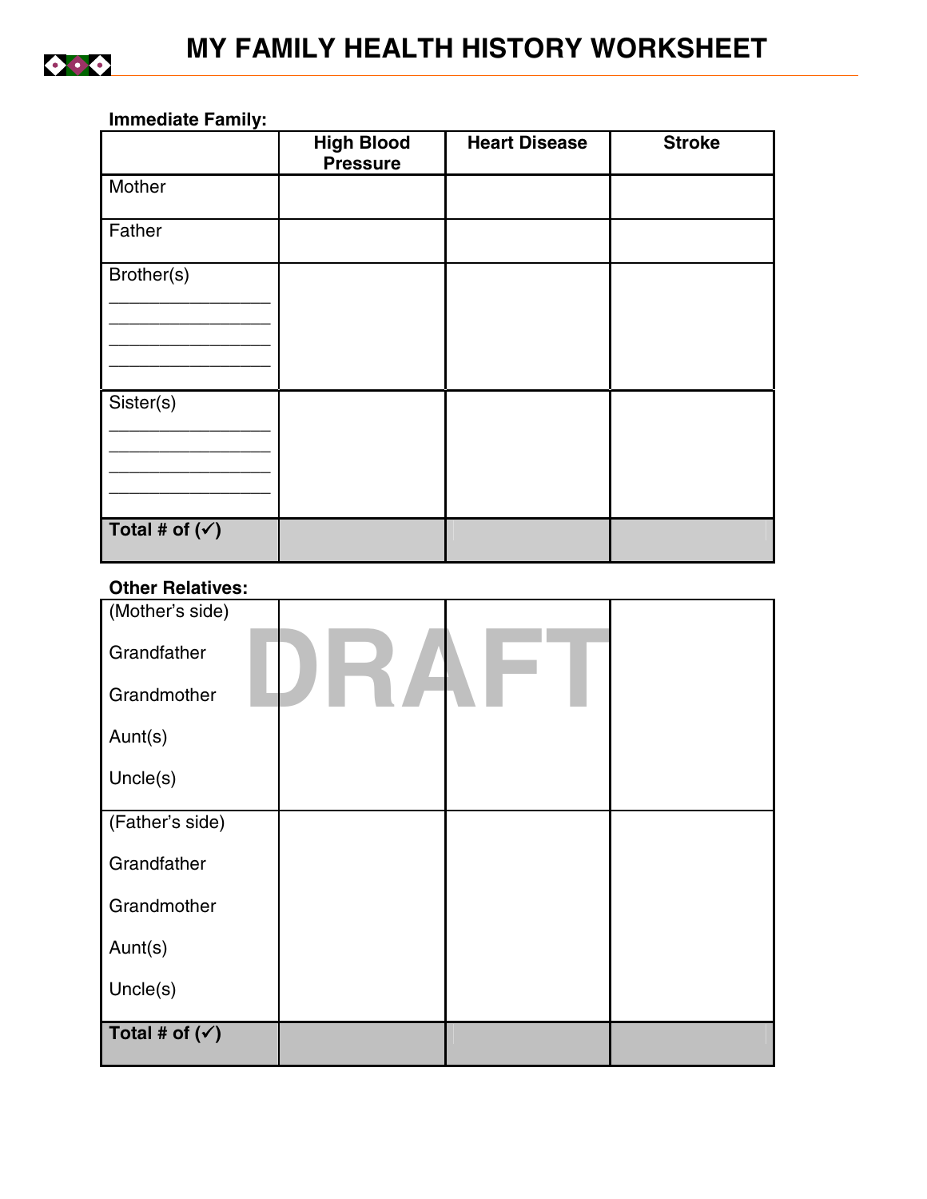# MY FAMILY HEALTH HISTORY WORKSHEET

**Immediate Family:**

| | High Blood Pressure | Heart Disease | Stroke |
|---|---|---|---|
| Mother | | | |
| Father | | | |
| Brother(s)<br>________________<br>________________<br>________________<br>________________ | | | |
| Sister(s)<br>________________<br>________________<br>________________<br>________________ | | | |
| **Total # of (✓)** | | | |

**Other Relatives:**

| | High Blood Pressure | Heart Disease | Stroke |
|---|---|---|---|
| (Mother's side)<br>Grandfather<br>Grandmother<br>Aunt(s)<br>Uncle(s) | | | |
| (Father's side)<br>Grandfather<br>Grandmother<br>Aunt(s)<br>Uncle(s) | | | |
| **Total # of (✓)** | | | |

DRAFT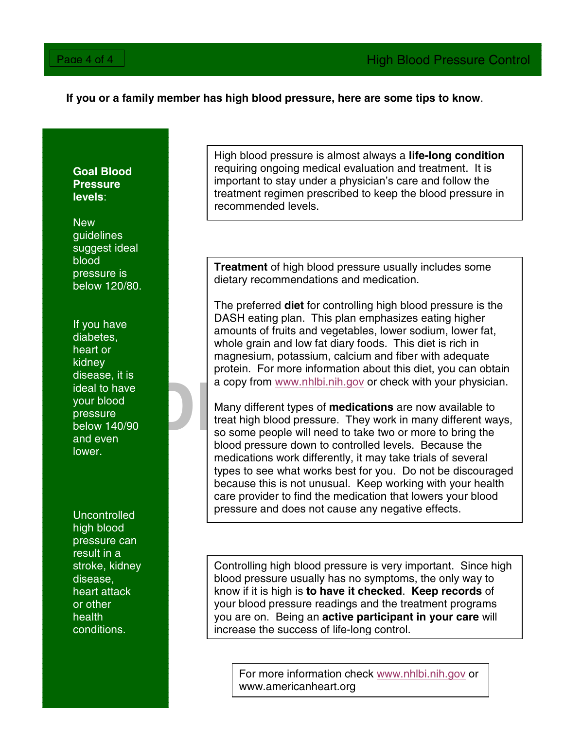**If you or a family member has high blood pressure, here are some tips to know**.

**Goal Blood Pressure levels**:

New guidelines suggest ideal blood pressure is below 120/80.

If you have diabetes, heart or kidney disease, it is ideal to have your blood pressure below 140/90 and even lower.

Uncontrolled high blood pressure can result in a stroke, kidney disease, heart attack or other health conditions.

High blood pressure is almost always a **life-long condition** requiring ongoing medical evaluation and treatment. It is important to stay under a physician's care and follow the treatment regimen prescribed to keep the blood pressure in recommended levels.

**Treatment** of high blood pressure usually includes some dietary recommendations and medication.

The preferred **diet** for controlling high blood pressure is the DASH eating plan. This plan emphasizes eating higher amounts of fruits and vegetables, lower sodium, lower fat, whole grain and low fat diary foods. This diet is rich in magnesium, potassium, calcium and fiber with adequate protein. For more information about this diet, you can obtain a copy from www.nhlbi.nih.gov or check with your physician.

Many different types of **medications** are now available to treat high blood pressure. They work in many different ways, so some people will need to take two or more to bring the blood pressure down to controlled levels. Because the medications work differently, it may take trials of several types to see what works best for you. Do not be discouraged because this is not unusual. Keep working with your health care provider to find the medication that lowers your blood pressure and does not cause any negative effects.

Controlling high blood pressure is very important. Since high blood pressure usually has no symptoms, the only way to know if it is high is **to have it checked**. **Keep records** of your blood pressure readings and the treatment programs you are on. Being an **active participant in your care** will increase the success of life-long control.

For more information check www.nhlbi.nih.gov or www.americanheart.org